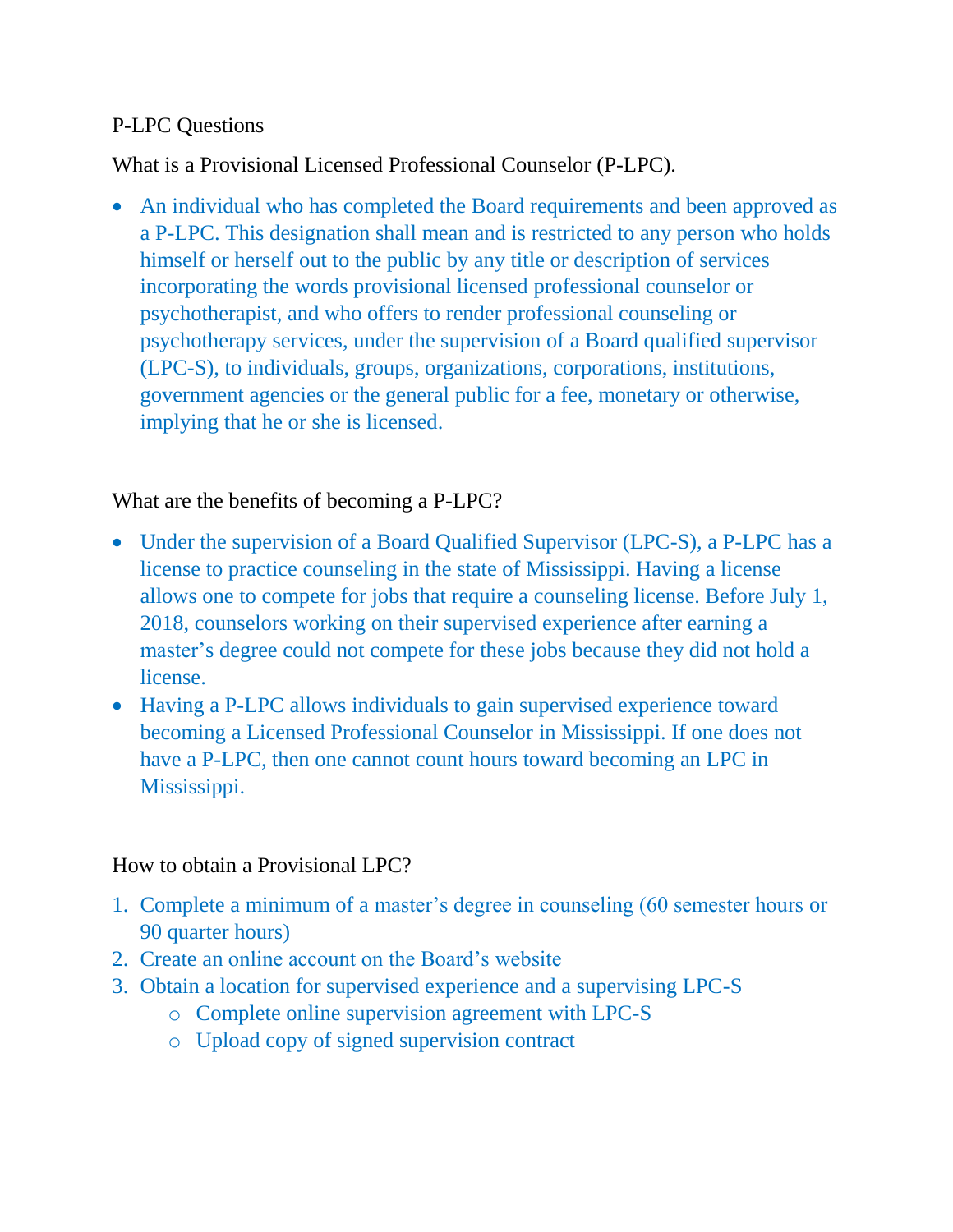P-LPC Questions

What is a Provisional Licensed Professional Counselor (P-LPC).

- An individual who has completed the Board requirements and been approved as a P-LPC. This designation shall mean and is restricted to any person who holds himself or herself out to the public by any title or description of services incorporating the words provisional licensed professional counselor or psychotherapist, and who offers to render professional counseling or psychotherapy services, under the supervision of a Board qualified supervisor (LPC-S), to individuals, groups, organizations, corporations, institutions, government agencies or the general public for a fee, monetary or otherwise, implying that he or she is licensed.

What are the benefits of becoming a P-LPC?

- Under the supervision of a Board Qualified Supervisor (LPC-S), a P-LPC has a license to practice counseling in the state of Mississippi. Having a license allows one to compete for jobs that require a counseling license. Before July 1, 2018, counselors working on their supervised experience after earning a master's degree could not compete for these jobs because they did not hold a license.
- Having a P-LPC allows individuals to gain supervised experience toward becoming a Licensed Professional Counselor in Mississippi. If one does not have a P-LPC, then one cannot count hours toward becoming an LPC in Mississippi.

How to obtain a Provisional LPC?

1. Complete a minimum of a master's degree in counseling (60 semester hours or 90 quarter hours)
2. Create an online account on the Board's website
3. Obtain a location for supervised experience and a supervising LPC-S
   - Complete online supervision agreement with LPC-S
   - Upload copy of signed supervision contract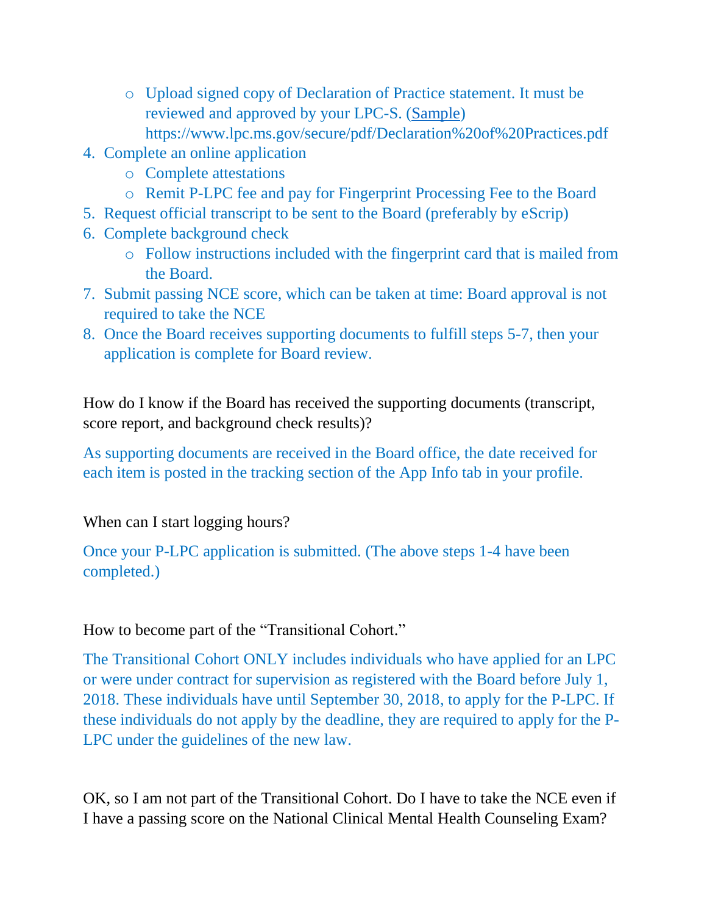- Upload signed copy of Declaration of Practice statement. It must be reviewed and approved by your LPC-S. (Sample) https://www.lpc.ms.gov/secure/pdf/Declaration%20of%20Practices.pdf
4. Complete an online application
   - Complete attestations
   - Remit P-LPC fee and pay for Fingerprint Processing Fee to the Board
5. Request official transcript to be sent to the Board (preferably by eScrip)
6. Complete background check
   - Follow instructions included with the fingerprint card that is mailed from the Board.
7. Submit passing NCE score, which can be taken at time: Board approval is not required to take the NCE
8. Once the Board receives supporting documents to fulfill steps 5-7, then your application is complete for Board review.

How do I know if the Board has received the supporting documents (transcript, score report, and background check results)?

As supporting documents are received in the Board office, the date received for each item is posted in the tracking section of the App Info tab in your profile.

When can I start logging hours?

Once your P-LPC application is submitted. (The above steps 1-4 have been completed.)

How to become part of the "Transitional Cohort."

The Transitional Cohort ONLY includes individuals who have applied for an LPC or were under contract for supervision as registered with the Board before July 1, 2018. These individuals have until September 30, 2018, to apply for the P-LPC. If these individuals do not apply by the deadline, they are required to apply for the P-LPC under the guidelines of the new law.

OK, so I am not part of the Transitional Cohort. Do I have to take the NCE even if I have a passing score on the National Clinical Mental Health Counseling Exam?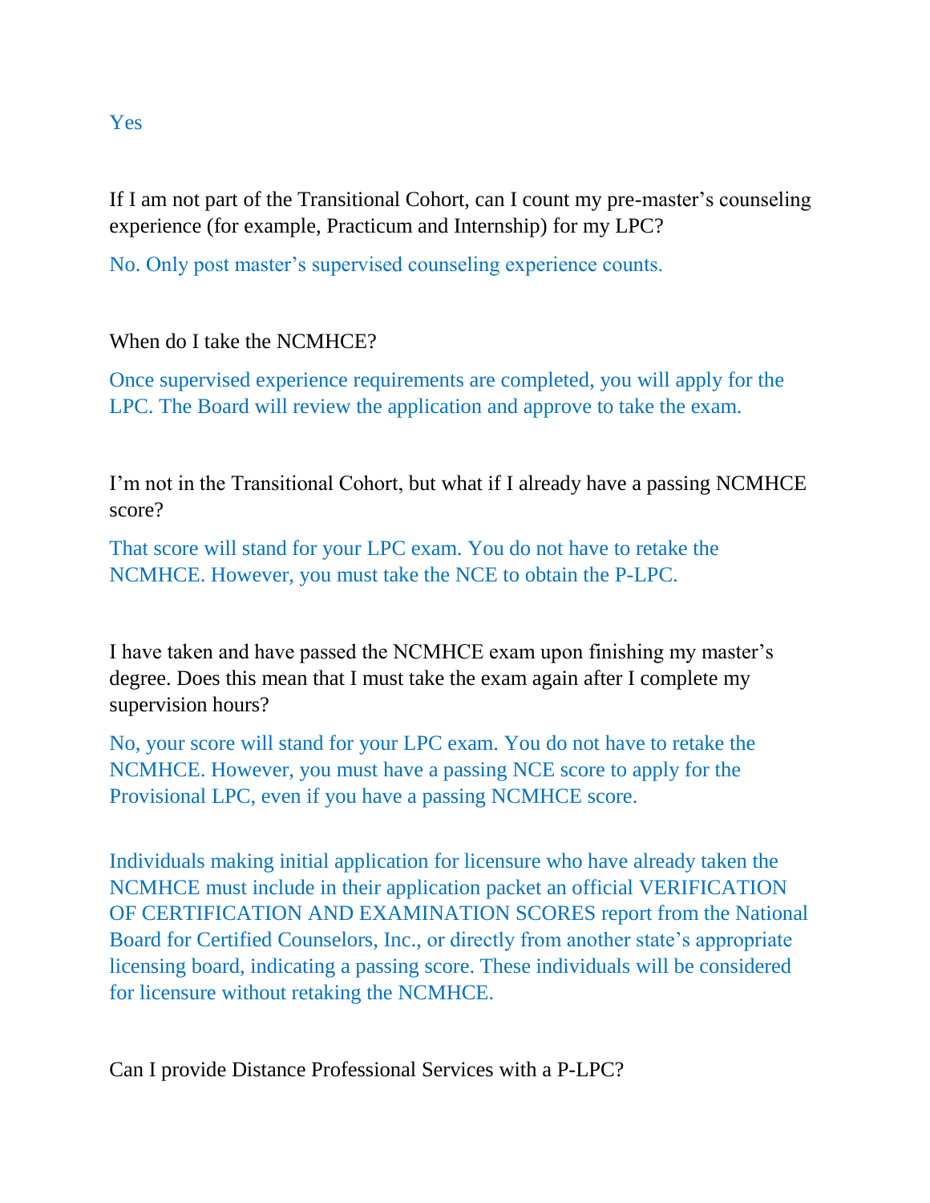Yes

If I am not part of the Transitional Cohort, can I count my pre-master's counseling experience (for example, Practicum and Internship) for my LPC?

No. Only post master's supervised counseling experience counts.

When do I take the NCMHCE?

Once supervised experience requirements are completed, you will apply for the LPC. The Board will review the application and approve to take the exam.

I'm not in the Transitional Cohort, but what if I already have a passing NCMHCE score?

That score will stand for your LPC exam. You do not have to retake the NCMHCE. However, you must take the NCE to obtain the P-LPC.

I have taken and have passed the NCMHCE exam upon finishing my master's degree. Does this mean that I must take the exam again after I complete my supervision hours?

No, your score will stand for your LPC exam. You do not have to retake the NCMHCE. However, you must have a passing NCE score to apply for the Provisional LPC, even if you have a passing NCMHCE score.

Individuals making initial application for licensure who have already taken the NCMHCE must include in their application packet an official VERIFICATION OF CERTIFICATION AND EXAMINATION SCORES report from the National Board for Certified Counselors, Inc., or directly from another state's appropriate licensing board, indicating a passing score. These individuals will be considered for licensure without retaking the NCMHCE.

Can I provide Distance Professional Services with a P-LPC?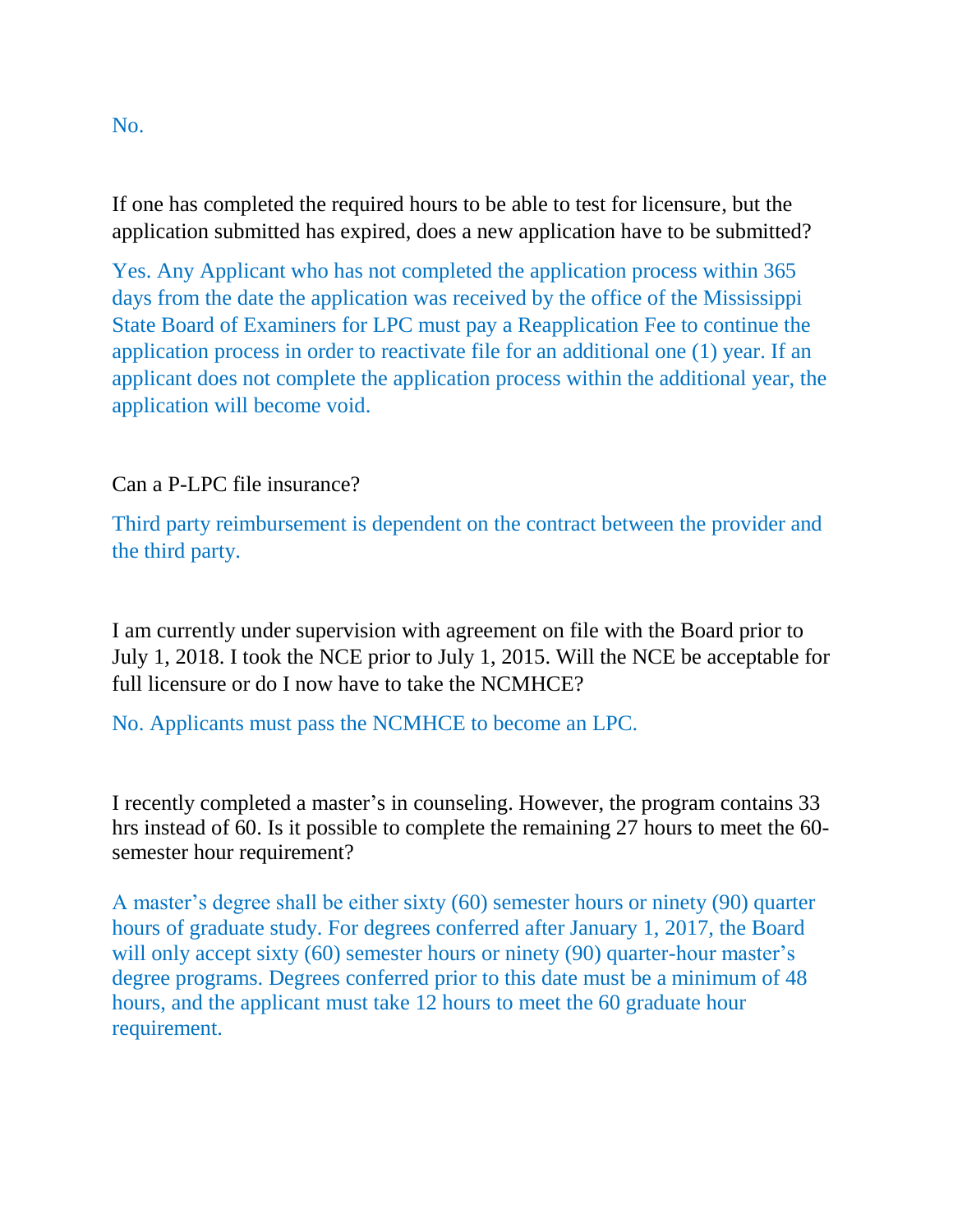No.

If one has completed the required hours to be able to test for licensure, but the application submitted has expired, does a new application have to be submitted?

Yes. Any Applicant who has not completed the application process within 365 days from the date the application was received by the office of the Mississippi State Board of Examiners for LPC must pay a Reapplication Fee to continue the application process in order to reactivate file for an additional one (1) year. If an applicant does not complete the application process within the additional year, the application will become void.

Can a P-LPC file insurance?

Third party reimbursement is dependent on the contract between the provider and the third party.

I am currently under supervision with agreement on file with the Board prior to July 1, 2018. I took the NCE prior to July 1, 2015. Will the NCE be acceptable for full licensure or do I now have to take the NCMHCE?

No. Applicants must pass the NCMHCE to become an LPC.

I recently completed a master's in counseling. However, the program contains 33 hrs instead of 60. Is it possible to complete the remaining 27 hours to meet the 60-semester hour requirement?

A master's degree shall be either sixty (60) semester hours or ninety (90) quarter hours of graduate study. For degrees conferred after January 1, 2017, the Board will only accept sixty (60) semester hours or ninety (90) quarter-hour master's degree programs. Degrees conferred prior to this date must be a minimum of 48 hours, and the applicant must take 12 hours to meet the 60 graduate hour requirement.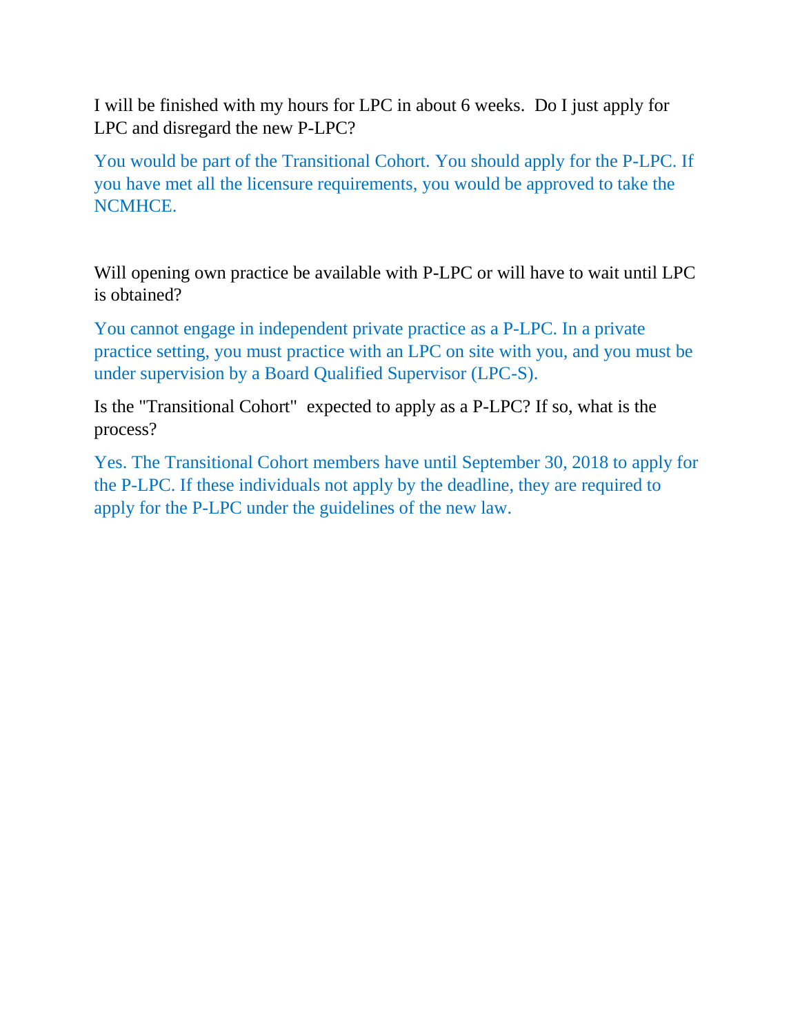I will be finished with my hours for LPC in about 6 weeks. Do I just apply for LPC and disregard the new P-LPC?

You would be part of the Transitional Cohort. You should apply for the P-LPC. If you have met all the licensure requirements, you would be approved to take the NCMHCE.

Will opening own practice be available with P-LPC or will have to wait until LPC is obtained?

You cannot engage in independent private practice as a P-LPC. In a private practice setting, you must practice with an LPC on site with you, and you must be under supervision by a Board Qualified Supervisor (LPC-S).

Is the "Transitional Cohort" expected to apply as a P-LPC? If so, what is the process?

Yes. The Transitional Cohort members have until September 30, 2018 to apply for the P-LPC. If these individuals not apply by the deadline, they are required to apply for the P-LPC under the guidelines of the new law.